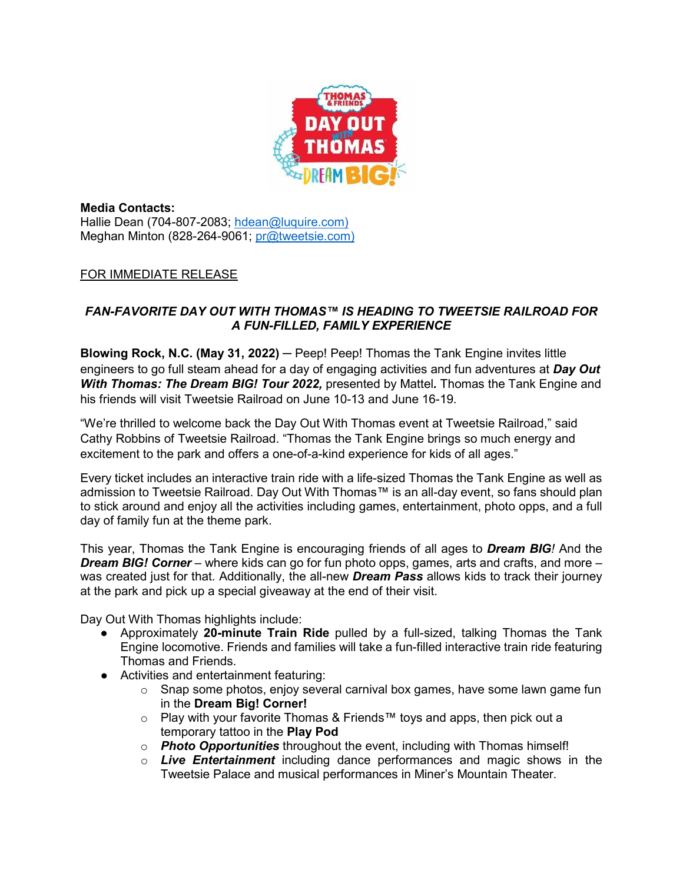**Media Contacts:**
Hallie Dean (704-807-2083; hdean@luquire.com)
Meghan Minton (828-264-9061; pr@tweetsie.com)

FOR IMMEDIATE RELEASE

## *FAN-FAVORITE DAY OUT WITH THOMAS™ IS HEADING TO TWEETSIE RAILROAD FOR A FUN-FILLED, FAMILY EXPERIENCE*

**Blowing Rock, N.C. (May 31, 2022)** ─ Peep! Peep! Thomas the Tank Engine invites little engineers to go full steam ahead for a day of engaging activities and fun adventures at ***Day Out With Thomas: The Dream BIG! Tour 2022,*** presented by Mattel**.** Thomas the Tank Engine and his friends will visit Tweetsie Railroad on June 10-13 and June 16-19.

"We're thrilled to welcome back the Day Out With Thomas event at Tweetsie Railroad," said Cathy Robbins of Tweetsie Railroad. "Thomas the Tank Engine brings so much energy and excitement to the park and offers a one-of-a-kind experience for kids of all ages."

Every ticket includes an interactive train ride with a life-sized Thomas the Tank Engine as well as admission to Tweetsie Railroad. Day Out With Thomas™ is an all-day event, so fans should plan to stick around and enjoy all the activities including games, entertainment, photo opps, and a full day of family fun at the theme park.

This year, Thomas the Tank Engine is encouraging friends of all ages to ***Dream BIG!*** And the ***Dream BIG! Corner*** – where kids can go for fun photo opps, games, arts and crafts, and more – was created just for that. Additionally, the all-new ***Dream Pass*** allows kids to track their journey at the park and pick up a special giveaway at the end of their visit.

Day Out With Thomas highlights include:

- Approximately **20-minute Train Ride** pulled by a full-sized, talking Thomas the Tank Engine locomotive. Friends and families will take a fun-filled interactive train ride featuring Thomas and Friends.
- Activities and entertainment featuring:
    - Snap some photos, enjoy several carnival box games, have some lawn game fun in the **Dream Big! Corner!**
    - Play with your favorite Thomas & Friends™ toys and apps, then pick out a temporary tattoo in the **Play Pod**
    - ***Photo Opportunities*** throughout the event, including with Thomas himself!
    - ***Live Entertainment*** including dance performances and magic shows in the Tweetsie Palace and musical performances in Miner's Mountain Theater.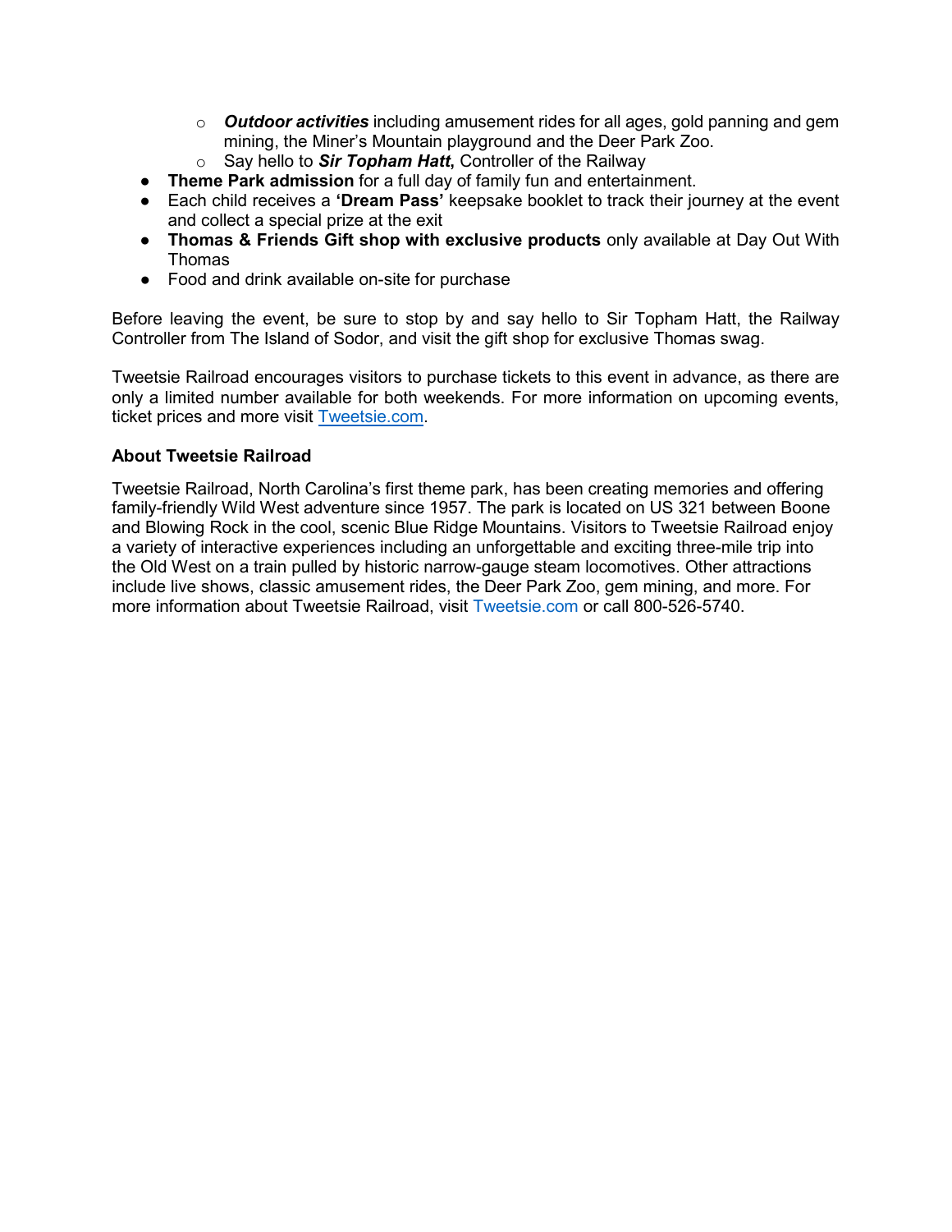- ***Outdoor activities*** including amusement rides for all ages, gold panning and gem mining, the Miner's Mountain playground and the Deer Park Zoo.
    - Say hello to ***Sir Topham Hatt*****,** Controller of the Railway
- **Theme Park admission** for a full day of family fun and entertainment.
- Each child receives a **'Dream Pass'** keepsake booklet to track their journey at the event and collect a special prize at the exit
- **Thomas & Friends Gift shop with exclusive products** only available at Day Out With Thomas
- Food and drink available on-site for purchase

Before leaving the event, be sure to stop by and say hello to Sir Topham Hatt, the Railway Controller from The Island of Sodor, and visit the gift shop for exclusive Thomas swag.

Tweetsie Railroad encourages visitors to purchase tickets to this event in advance, as there are only a limited number available for both weekends. For more information on upcoming events, ticket prices and more visit Tweetsie.com.

**About Tweetsie Railroad**

Tweetsie Railroad, North Carolina's first theme park, has been creating memories and offering family-friendly Wild West adventure since 1957. The park is located on US 321 between Boone and Blowing Rock in the cool, scenic Blue Ridge Mountains. Visitors to Tweetsie Railroad enjoy a variety of interactive experiences including an unforgettable and exciting three-mile trip into the Old West on a train pulled by historic narrow-gauge steam locomotives. Other attractions include live shows, classic amusement rides, the Deer Park Zoo, gem mining, and more. For more information about Tweetsie Railroad, visit Tweetsie.com or call 800-526-5740.